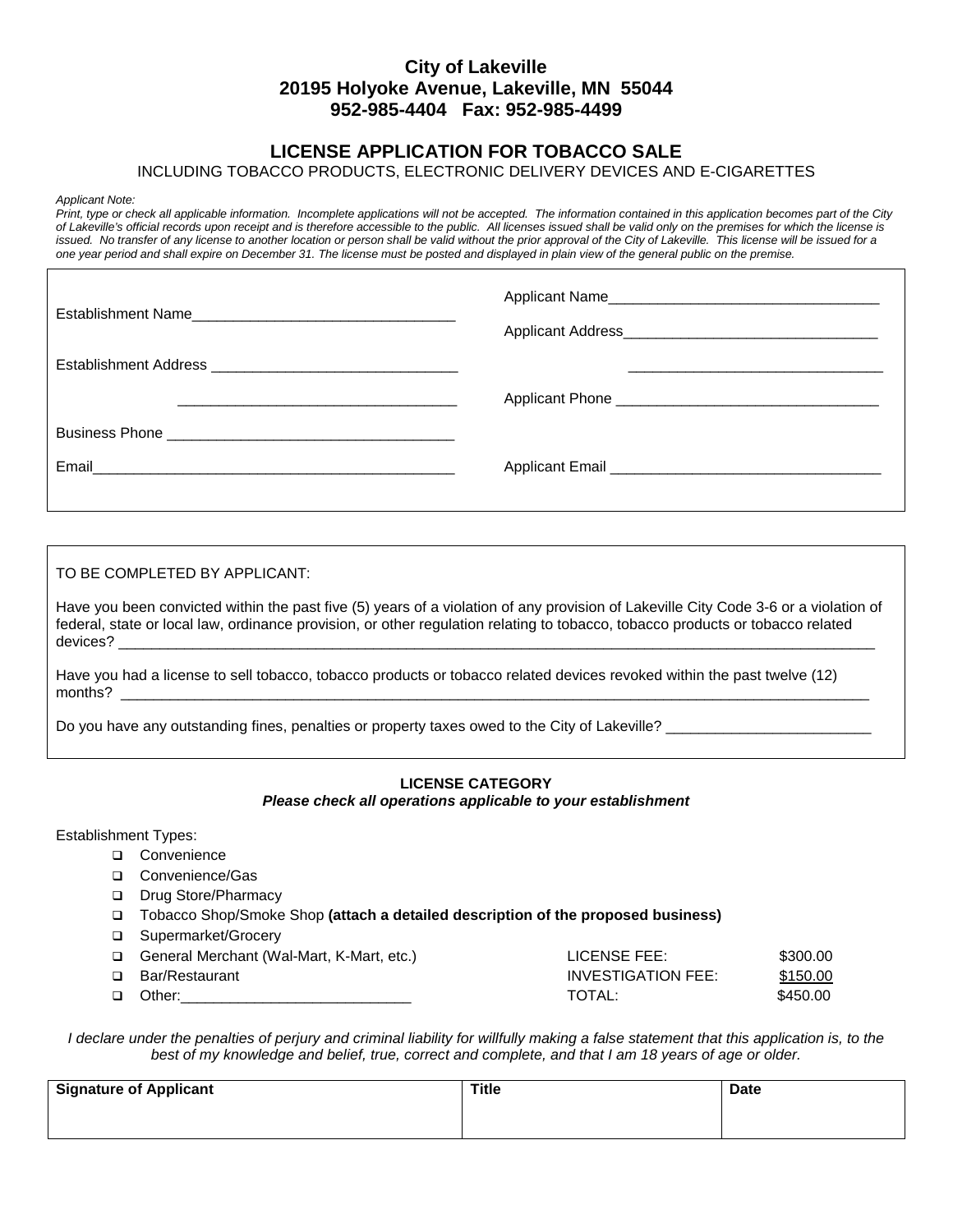# City of Lakeville
## 20195 Holyoke Avenue, Lakeville, MN 55044
## 952-985-4404 Fax: 952-985-4499

## LICENSE APPLICATION FOR TOBACCO SALE

INCLUDING TOBACCO PRODUCTS, ELECTRONIC DELIVERY DEVICES AND E-CIGARETTES

*Applicant Note:*

*Print, type or check all applicable information. Incomplete applications will not be accepted. The information contained in this application becomes part of the City of Lakeville's official records upon receipt and is therefore accessible to the public. All licenses issued shall be valid only on the premises for which the license is issued. No transfer of any license to another location or person shall be valid without the prior approval of the City of Lakeville. This license will be issued for a one year period and shall expire on December 31. The license must be posted and displayed in plain view of the general public on the premise.*

Establishment Name________________________________

Establishment Address ______________________________

___________________________________

Business Phone ___________________________________

Email____________________________________________

Applicant Name_________________________________

Applicant Address_______________________________

_______________________________

Applicant Phone ________________________________

Applicant Email _________________________________

TO BE COMPLETED BY APPLICANT:

Have you been convicted within the past five (5) years of a violation of any provision of Lakeville City Code 3-6 or a violation of federal, state or local law, ordinance provision, or other regulation relating to tobacco, tobacco products or tobacco related devices? ____________________________________________________________________________________________

Have you had a license to sell tobacco, tobacco products or tobacco related devices revoked within the past twelve (12) months? ____________________________________________________________________________________________

Do you have any outstanding fines, penalties or property taxes owed to the City of Lakeville? _________________________

**LICENSE CATEGORY**

***Please check all operations applicable to your establishment***

Establishment Types:

- ❑ Convenience
- ❑ Convenience/Gas
- ❑ Drug Store/Pharmacy
- ❑ Tobacco Shop/Smoke Shop **(attach a detailed description of the proposed business)**
- ❑ Supermarket/Grocery
- ❑ General Merchant (Wal-Mart, K-Mart, etc.)
- ❑ Bar/Restaurant
- ❑ Other:____________________________

| | |
|---|---|
| LICENSE FEE: | $300.00 |
| INVESTIGATION FEE: | $150.00 |
| TOTAL: | $450.00 |

*I declare under the penalties of perjury and criminal liability for willfully making a false statement that this application is, to the best of my knowledge and belief, true, correct and complete, and that I am 18 years of age or older.*

| Signature of Applicant | Title | Date |
|---|---|---|
| | | |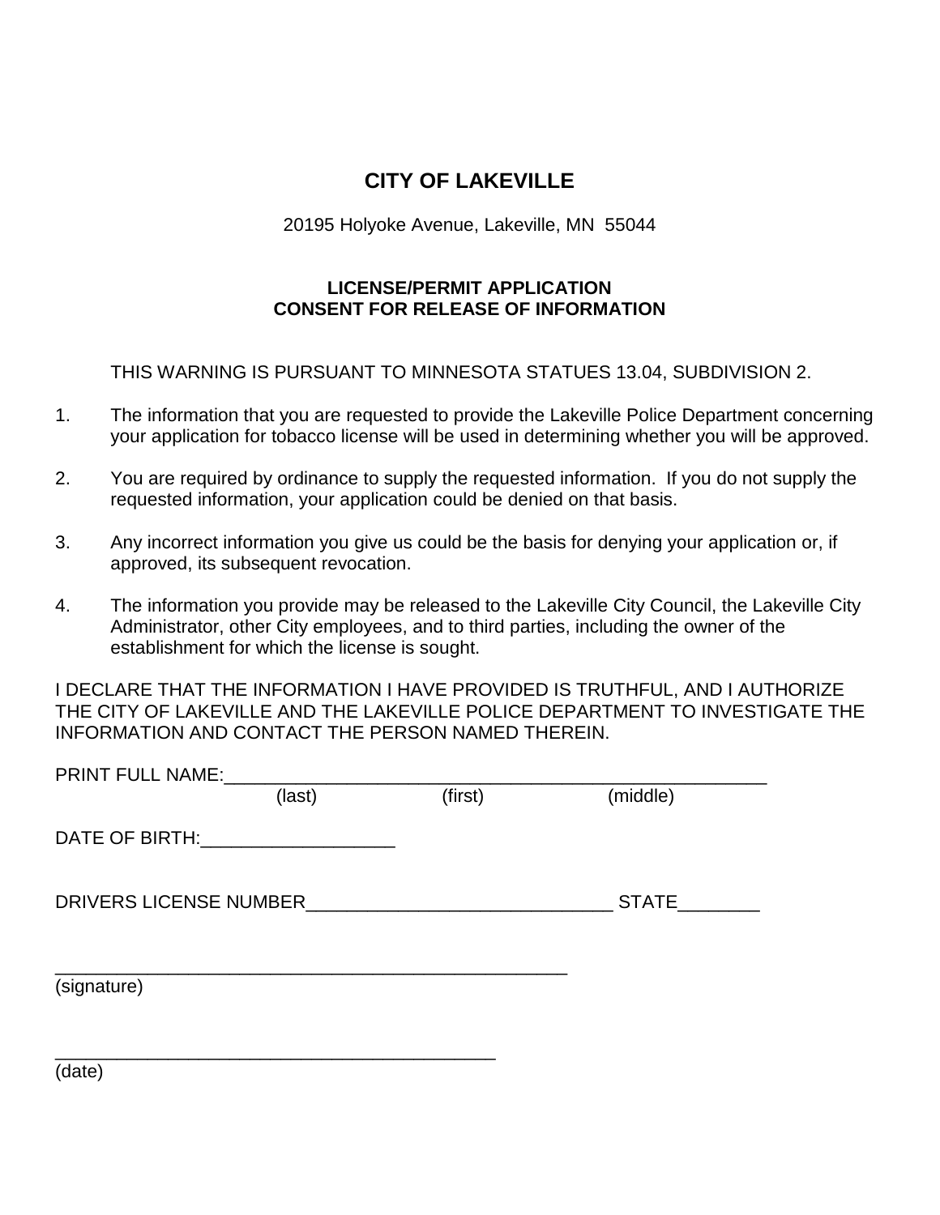# CITY OF LAKEVILLE

20195 Holyoke Avenue, Lakeville, MN 55044

## LICENSE/PERMIT APPLICATION
## CONSENT FOR RELEASE OF INFORMATION

THIS WARNING IS PURSUANT TO MINNESOTA STATUES 13.04, SUBDIVISION 2.

1. The information that you are requested to provide the Lakeville Police Department concerning your application for tobacco license will be used in determining whether you will be approved.

2. You are required by ordinance to supply the requested information. If you do not supply the requested information, your application could be denied on that basis.

3. Any incorrect information you give us could be the basis for denying your application or, if approved, its subsequent revocation.

4. The information you provide may be released to the Lakeville City Council, the Lakeville City Administrator, other City employees, and to third parties, including the owner of the establishment for which the license is sought.

I DECLARE THAT THE INFORMATION I HAVE PROVIDED IS TRUTHFUL, AND I AUTHORIZE THE CITY OF LAKEVILLE AND THE LAKEVILLE POLICE DEPARTMENT TO INVESTIGATE THE INFORMATION AND CONTACT THE PERSON NAMED THEREIN.

PRINT FULL NAME:_______________________________________________________
(last) (first) (middle)

DATE OF BIRTH:___________________

DRIVERS LICENSE NUMBER______________________________ STATE________

____________________________________________________
(signature)

____________________________________________
(date)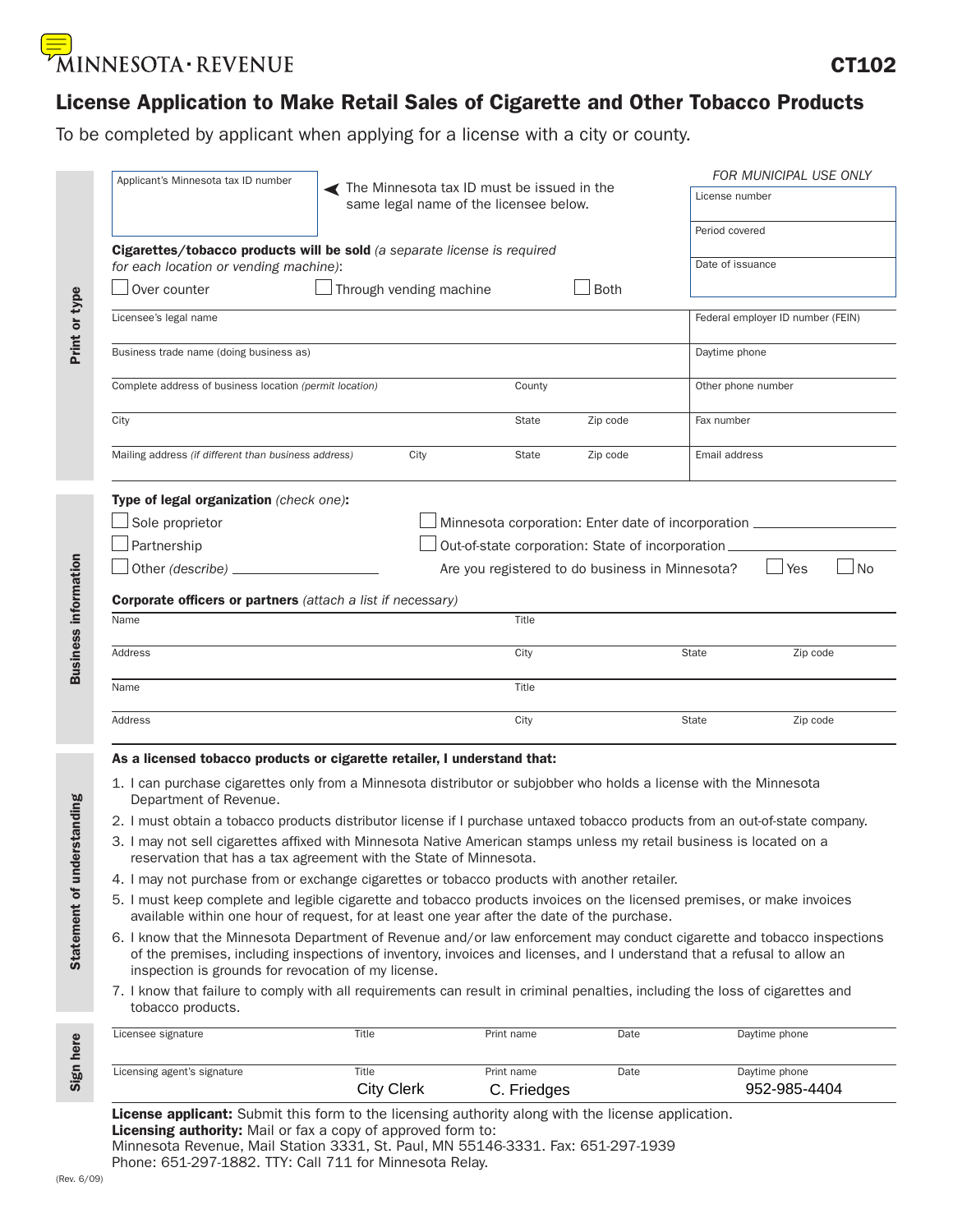MINNESOTA · REVENUE

**CT102**

# License Application to Make Retail Sales of Cigarette and Other Tobacco Products

To be completed by applicant when applying for a license with a city or county.

## Print or type

Applicant's Minnesota tax ID number

◄ The Minnesota tax ID must be issued in the same legal name of the licensee below.

*FOR MUNICIPAL USE ONLY*

| License number |
|---|
| Period covered |
| Date of issuance |

**Cigarettes/tobacco products will be sold** *(a separate license is required for each location or vending machine)*:

☐ Over counter ☐ Through vending machine ☐ Both

| | | | |
|---|---|---|---|
| Licensee's legal name | | | Federal employer ID number (FEIN) |
| Business trade name (doing business as) | | | Daytime phone |
| Complete address of business location *(permit location)* | County | | Other phone number |
| City | State | Zip code | Fax number |
| Mailing address *(if different than business address)* City | State | Zip code | Email address |

## Business information

**Type of legal organization** *(check one)***:**

☐ Sole proprietor ☐ Minnesota corporation: Enter date of incorporation ________

☐ Partnership ☐ Out-of-state corporation: State of incorporation ________

☐ Other *(describe)* ________ Are you registered to do business in Minnesota? ☐ Yes ☐ No

**Corporate officers or partners** *(attach a list if necessary)*

| | | | |
|---|---|---|---|
| Name | Title | | |
| Address | City | State | Zip code |
| Name | Title | | |
| Address | City | State | Zip code |

## Statement of understanding

**As a licensed tobacco products or cigarette retailer, I understand that:**

1. I can purchase cigarettes only from a Minnesota distributor or subjobber who holds a license with the Minnesota Department of Revenue.
2. I must obtain a tobacco products distributor license if I purchase untaxed tobacco products from an out-of-state company.
3. I may not sell cigarettes affixed with Minnesota Native American stamps unless my retail business is located on a reservation that has a tax agreement with the State of Minnesota.
4. I may not purchase from or exchange cigarettes or tobacco products with another retailer.
5. I must keep complete and legible cigarette and tobacco products invoices on the licensed premises, or make invoices available within one hour of request, for at least one year after the date of the purchase.
6. I know that the Minnesota Department of Revenue and/or law enforcement may conduct cigarette and tobacco inspections of the premises, including inspections of inventory, invoices and licenses, and I understand that a refusal to allow an inspection is grounds for revocation of my license.
7. I know that failure to comply with all requirements can result in criminal penalties, including the loss of cigarettes and tobacco products.

## Sign here

| | Title | Print name | Date | Daytime phone |
|---|---|---|---|---|
| Licensee signature | | | | |
| Licensing agent's signature | City Clerk | C. Friedges | | 952-985-4404 |

**License applicant:** Submit this form to the licensing authority along with the license application.
**Licensing authority:** Mail or fax a copy of approved form to:
Minnesota Revenue, Mail Station 3331, St. Paul, MN 55146-3331. Fax: 651-297-1939
Phone: 651-297-1882. TTY: Call 711 for Minnesota Relay.

(Rev. 6/09)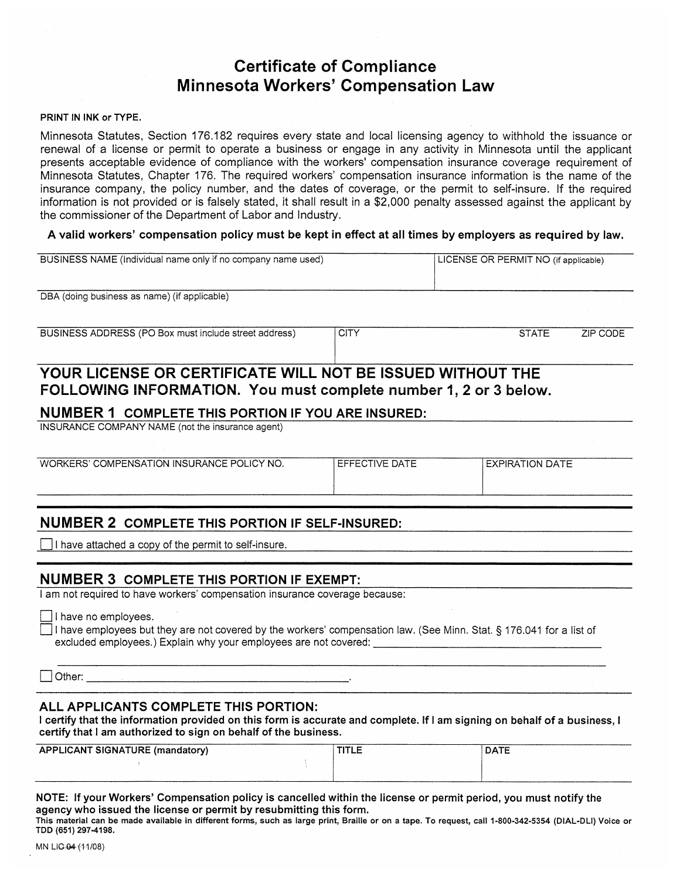# Certificate of Compliance
# Minnesota Workers' Compensation Law

**PRINT IN INK or TYPE.**

Minnesota Statutes, Section 176.182 requires every state and local licensing agency to withhold the issuance or renewal of a license or permit to operate a business or engage in any activity in Minnesota until the applicant presents acceptable evidence of compliance with the workers' compensation insurance coverage requirement of Minnesota Statutes, Chapter 176. The required workers' compensation insurance information is the name of the insurance company, the policy number, and the dates of coverage, or the permit to self-insure. If the required information is not provided or is falsely stated, it shall result in a $2,000 penalty assessed against the applicant by the commissioner of the Department of Labor and Industry.

**A valid workers' compensation policy must be kept in effect at all times by employers as required by law.**

| BUSINESS NAME (Individual name only if no company name used) | LICENSE OR PERMIT NO (if applicable) |
|---|---|
| | |

DBA (doing business as name) (if applicable)

| BUSINESS ADDRESS (PO Box must include street address) | CITY | STATE | ZIP CODE |
|---|---|---|---|
| | | | |

## YOUR LICENSE OR CERTIFICATE WILL NOT BE ISSUED WITHOUT THE FOLLOWING INFORMATION. You must complete number 1, 2 or 3 below.

### NUMBER 1 COMPLETE THIS PORTION IF YOU ARE INSURED:

INSURANCE COMPANY NAME (not the insurance agent)

| WORKERS' COMPENSATION INSURANCE POLICY NO. | EFFECTIVE DATE | EXPIRATION DATE |
|---|---|---|
| | | |

### NUMBER 2 COMPLETE THIS PORTION IF SELF-INSURED:

☐ I have attached a copy of the permit to self-insure.

### NUMBER 3 COMPLETE THIS PORTION IF EXEMPT:

I am not required to have workers' compensation insurance coverage because:

☐ I have no employees.

☐ I have employees but they are not covered by the workers' compensation law. (See Minn. Stat. § 176.041 for a list of excluded employees.) Explain why your employees are not covered: ____________________

☐ Other: ____________________.

### ALL APPLICANTS COMPLETE THIS PORTION:

**I certify that the information provided on this form is accurate and complete. If I am signing on behalf of a business, I certify that I am authorized to sign on behalf of the business.**

| APPLICANT SIGNATURE (mandatory) | TITLE | DATE |
|---|---|---|
| | | |

**NOTE: If your Workers' Compensation policy is cancelled within the license or permit period, you must notify the agency who issued the license or permit by resubmitting this form.**

**This material can be made available in different forms, such as large print, Braille or on a tape. To request, call 1-800-342-5354 (DIAL-DLI) Voice or TDD (651) 297-4198.**

MN LIC 04 (11/08)